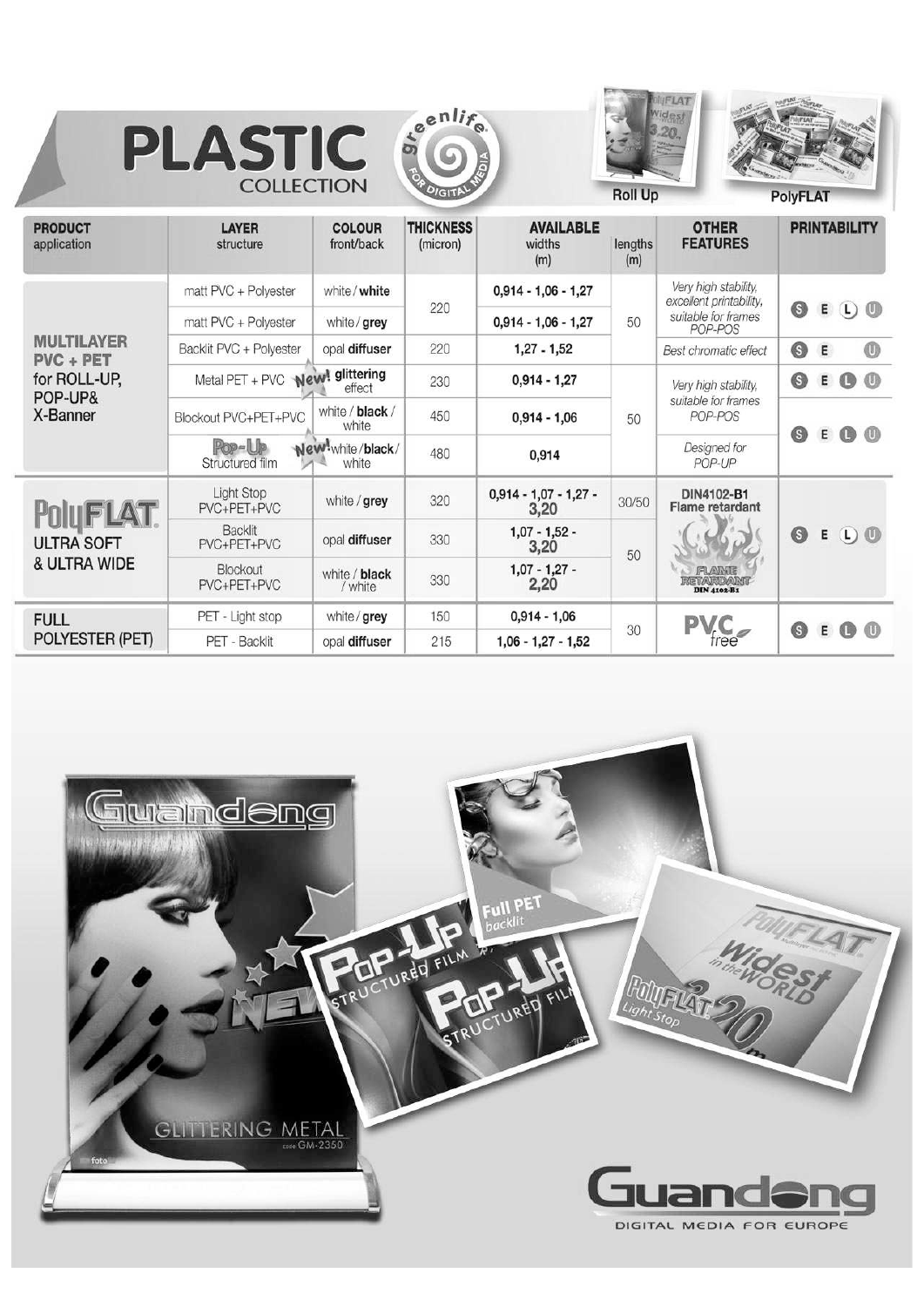# PLASTIC COLLECTION

greenlife FOR DIGITAL MEDIA

Roll Up | PolyFLAT

| PRODUCT application | LAYER structure | COLOUR front/back | THICKNESS (micron) | AVAILABLE widths (m) | lengths (m) | OTHER FEATURES | PRINTABILITY |
|---|---|---|---|---|---|---|---|
| MULTILAYER PVC + PET for ROLL-UP, POP-UP& X-Banner | matt PVC + Polyester | white / **white** | 220 | **0,914 - 1,06 - 1,27** | 50 | *Very high stability, excellent printability, suitable for frames POP-POS* | S E L U |
| | matt PVC + Polyester | white / **grey** | | **0,914 - 1,06 - 1,27** | | | |
| | Backlit PVC + Polyester | opal **diffuser** | 220 | **1,27 - 1,52** | | *Best chromatic effect* | S E U |
| | Metal PET + PVC (New!) | **glittering** effect | 230 | **0,914 - 1,27** | 50 | *Very high stability, suitable for frames POP-POS* | S E L U |
| | Blockout PVC+PET+PVC | white / **black** / white | 450 | **0,914 - 1,06** | | | S E L U |
| | Pop-Up Structured film | (New!) white / **black** / white | 480 | **0,914** | | *Designed for POP-UP* | |
| PolyFLAT ULTRA SOFT & ULTRA WIDE | Light Stop PVC+PET+PVC | white / **grey** | 320 | **0,914 - 1,07 - 1,27 - 3,20** | 30/50 | **DIN4102-B1 Flame retardant** | S E L U |
| | Backlit PVC+PET+PVC | opal **diffuser** | 330 | **1,07 - 1,52 - 3,20** | 50 | | |
| | Blockout PVC+PET+PVC | white / **black** / white | 330 | **1,07 - 1,27 - 2,20** | | | |
| FULL POLYESTER (PET) | PET - Light stop | white / **grey** | 150 | **0,914 - 1,06** | 30 | PVC free | S E L U |
| | PET - Backlit | opal **diffuser** | 215 | **1,06 - 1,27 - 1,52** | | | |

Guandong
DIGITAL MEDIA FOR EUROPE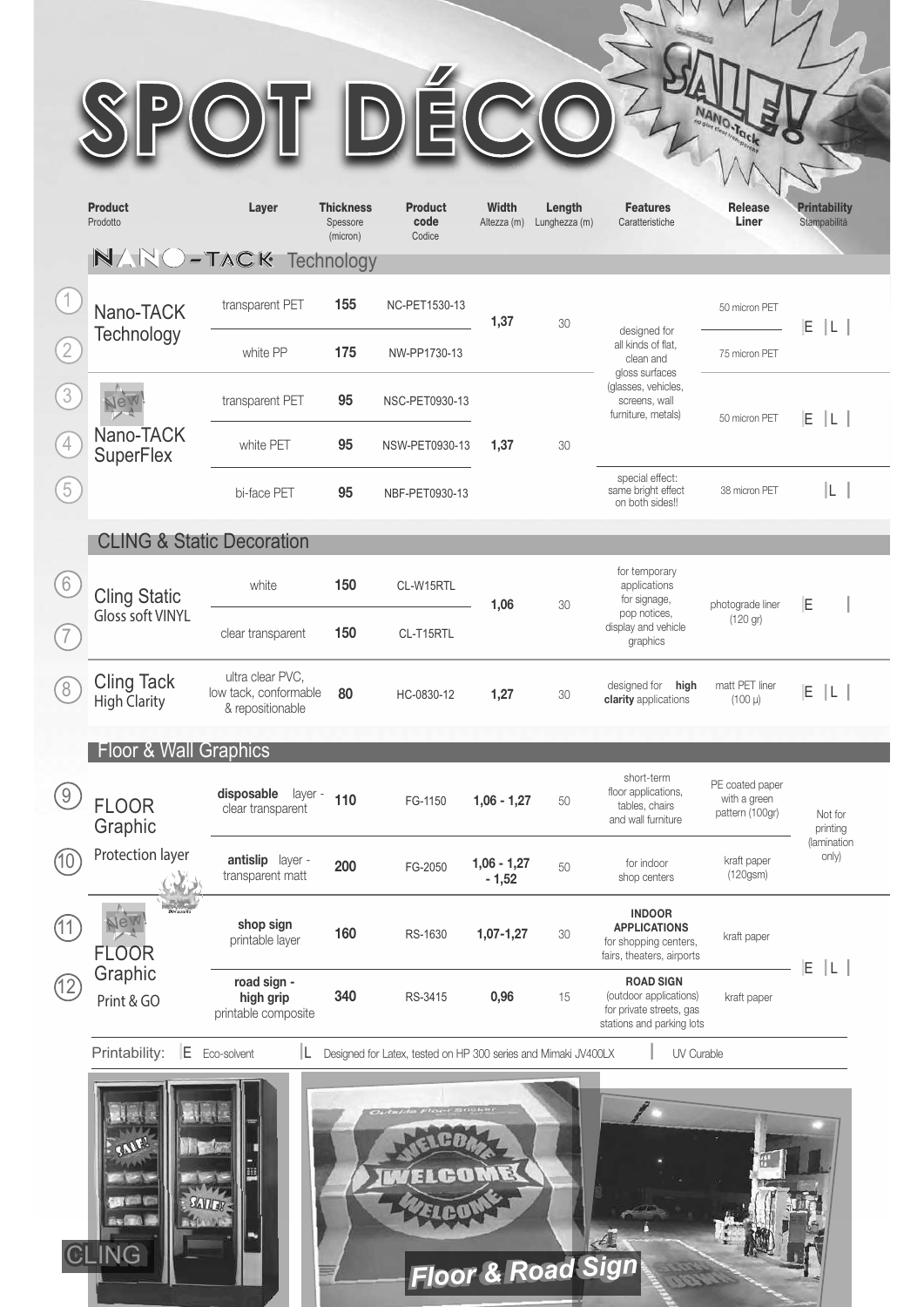# SPOT DÉCO

| # | Product / Prodotto | Layer | Thickness / Spessore (micron) | Product code / Codice | Width / Altezza (m) | Length / Lunghezza (m) | Features / Caratteristiche | Release Liner | Printability / Stampabilità |
|---|---|---|---|---|---|---|---|---|---|
| **NANO-TACK Technology** | | | | | | | | | |
| 1 | Nano-TACK Technology | transparent PET | 155 | NC-PET1530-13 | 1,37 | 30 | designed for all kinds of flat, clean and gloss surfaces (glasses, vehicles, screens, wall furniture, metals) | 50 micron PET | E \| L \| |
| 2 | | white PP | 175 | NW-PP1730-13 | | | | 75 micron PET | |
| 3 | New! Nano-TACK SuperFlex | transparent PET | 95 | NSC-PET0930-13 | 1,37 | 30 | | 50 micron PET | E \| L \| |
| 4 | | white PET | 95 | NSW-PET0930-13 | | | | | |
| 5 | | bi-face PET | 95 | NBF-PET0930-13 | | | special effect: same bright effect on both sides!! | 38 micron PET | \| L \| |
| **CLING & Static Decoration** | | | | | | | | | |
| 6 | Cling Static Gloss soft VINYL | white | 150 | CL-W15RTL | 1,06 | 30 | for temporary applications for signage, pop notices, display and vehicle graphics | photograde liner (120 gr) | E \| |
| 7 | | clear transparent | 150 | CL-T15RTL | | | | | |
| 8 | Cling Tack High Clarity | ultra clear PVC, low tack, conformable & repositionable | 80 | HC-0830-12 | 1,27 | 30 | designed for **high clarity** applications | matt PET liner (100 µ) | E \| L \| |
| **Floor & Wall Graphics** | | | | | | | | | |
| 9 | FLOOR Graphic Protection layer | **disposable** layer - clear transparent | 110 | FG-1150 | 1,06 - 1,27 | 50 | short-term floor applications, tables, chairs and wall furniture | PE coated paper with a green pattern (100gr) | Not for printing (lamination only) |
| 10 | | **antislip** layer - transparent matt | 200 | FG-2050 | 1,06 - 1,27 - 1,52 | 50 | for indoor shop centers | kraft paper (120gsm) | |
| 11 | New! FLOOR Graphic Print & GO | **shop sign** printable layer | 160 | RS-1630 | 1,07-1,27 | 30 | **INDOOR APPLICATIONS** for shopping centers, fairs, theaters, airports | kraft paper | E \| L \| |
| 12 | | **road sign - high grip** printable composite | 340 | RS-3415 | 0,96 | 15 | **ROAD SIGN** (outdoor applications) for private streets, gas stations and parking lots | kraft paper | |

Printability: E Eco-solvent | L Designed for Latex, tested on HP 300 series and Mimaki JV400LX | UV Curable

CLING

Floor & Road Sign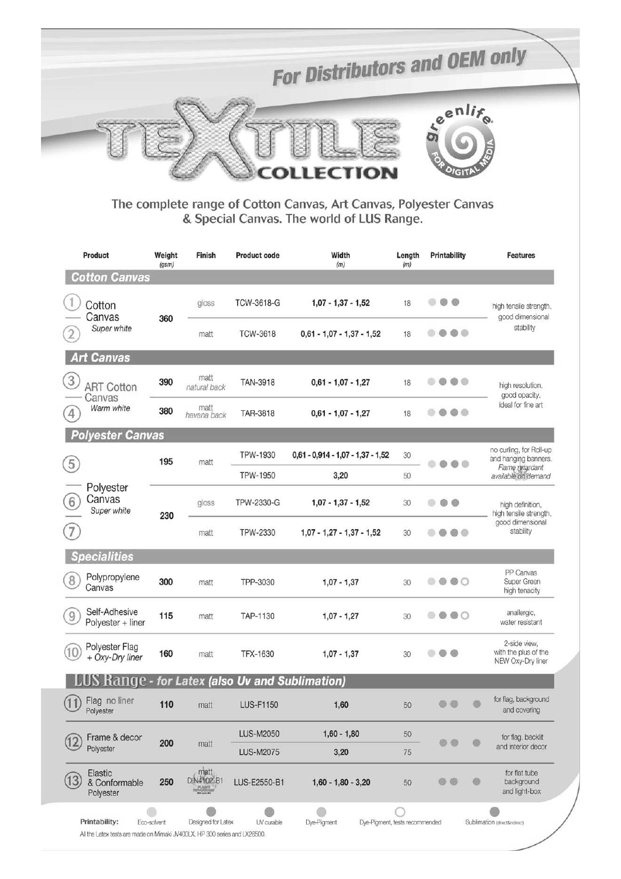# For Distributors and OEM only

# TEXTILE COLLECTION

greenlife FOR DIGITAL MEDIA

The complete range of Cotton Canvas, Art Canvas, Polyester Canvas & Special Canvas. The world of LUS Range.

| Product | Weight (gsm) | Finish | Product code | Width (m) | Length (m) | Printability | Features |
|---|---|---|---|---|---|---|---|
| **Cotton Canvas** | | | | | | | |
| (1) Cotton Canvas *Super white* | 360 | gloss | TCW-3618-G | 1,07 - 1,37 - 1,52 | 18 | ● ● ● | high tensile strength, good dimensional stability |
| (2) Cotton Canvas *Super white* | 360 | matt | TCW-3618 | 0,61 - 1,07 - 1,37 - 1,52 | 18 | ● ● ● ● | high tensile strength, good dimensional stability |
| **Art Canvas** | | | | | | | |
| (3) ART Cotton Canvas *Warm white* | 390 | matt *natural back* | TAN-3918 | 0,61 - 1,07 - 1,27 | 18 | ● ● ● ● | high resolution, good opacity, ideal for fine art |
| (4) ART Cotton Canvas *Warm white* | 380 | matt *havana back* | TAR-3818 | 0,61 - 1,07 - 1,27 | 18 | ● ● ● ● | high resolution, good opacity, ideal for fine art |
| **Polyester Canvas** | | | | | | | |
| (5) Polyester Canvas *Super white* | 195 | matt | TPW-1930 | 0,61 - 0,914 - 1,07 - 1,37 - 1,52 | 30 | ● ● ● ● | no curling, for Roll-up and hanging banners. *Flame retardant available on demand* |
| | | | TPW-1950 | 3,20 | 50 | | |
| (6) Polyester Canvas *Super white* | 230 | gloss | TPW-2330-G | 1,07 - 1,37 - 1,52 | 30 | ● ● ● | high definition, high tensile strength, good dimensional stability |
| (7) Polyester Canvas *Super white* | 230 | matt | TPW-2330 | 1,07 - 1,27 - 1,37 - 1,52 | 30 | ● ● ● ● | high definition, high tensile strength, good dimensional stability |
| **Specialities** | | | | | | | |
| (8) Polypropylene Canvas | 300 | matt | TPP-3030 | 1,07 - 1,37 | 30 | ● ● ● ○ | PP Canvas Super Green high tenacity |
| (9) Self-Adhesive Polyester + liner | 115 | matt | TAP-1130 | 1,07 - 1,27 | 30 | ● ● ● ○ | anallergic, water resistant |
| (10) Polyester Flag *+ Oxy-Dry liner* | 160 | matt | TFX-1630 | 1,07 - 1,37 | 30 | ● ● ● | 2-side view, with the plus of the NEW Oxy-Dry liner |
| **LUS Range - for Latex (also Uv and Sublimation)** | | | | | | | |
| (11) Flag no liner Polyester | 110 | matt | LUS-F1150 | 1,60 | 50 | ● ● ● | for flag, background and covering |
| (12) Frame & decor Polyester | 200 | matt | LUS-M2050 | 1,60 - 1,80 | 50 | ● ● ● | for flag, backlit and interior decor |
| | | | LUS-M2075 | 3,20 | 75 | | |
| (13) Elastic & Conformable Polyester | 250 | matt DIN4102-B1 | LUS-E2550-B1 | 1,60 - 1,80 - 3,20 | 50 | ● ● ● | for flat tube background and light-box |

**Printability:** Eco-solvent · Designed for Latex · UV curable · Dye-Pigment · Dye-Pigment, tests recommended · Sublimation (direct&indirect)

All the Latex tests are made on Mimaki JV400LX, HP 300 series and LX26500.